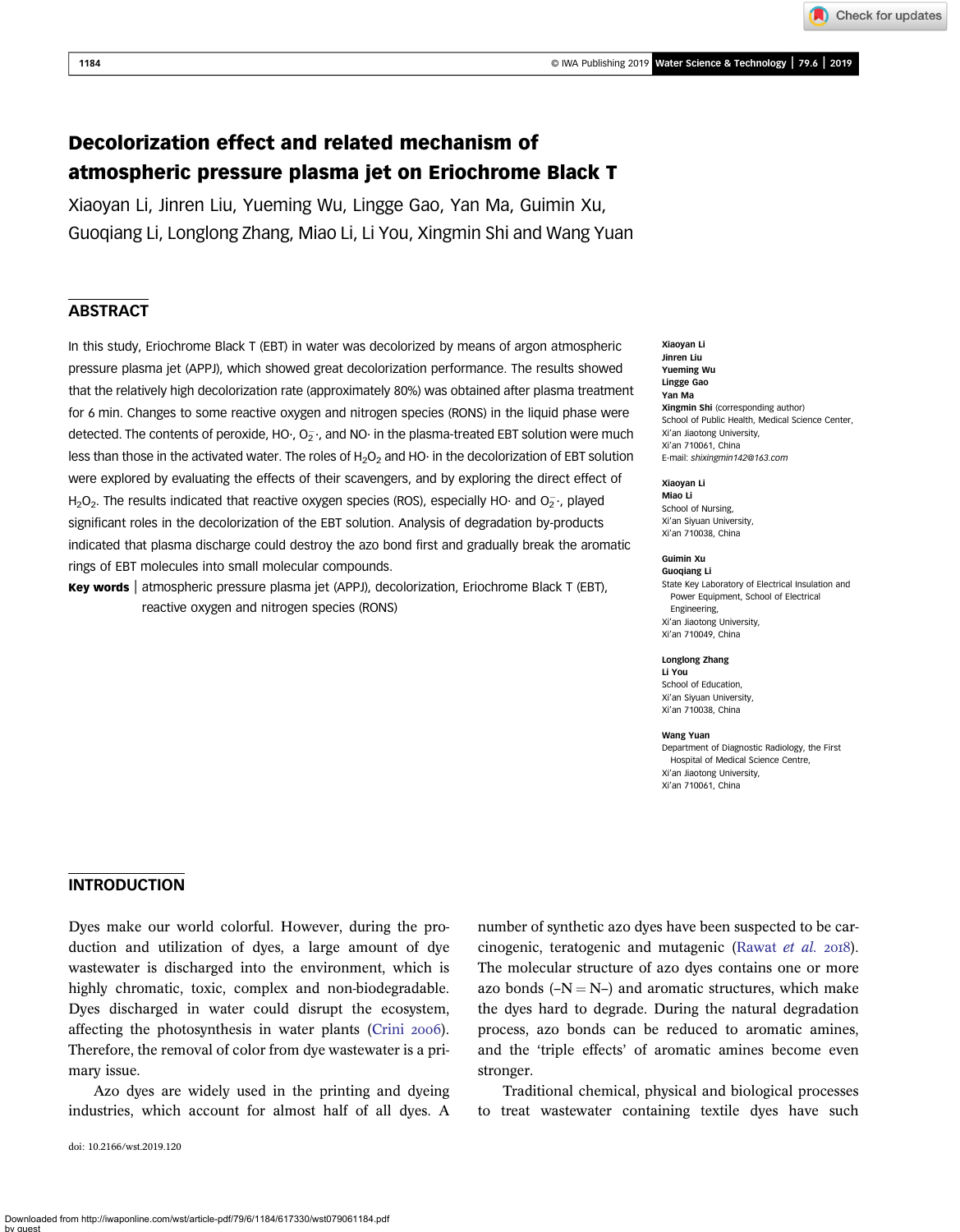# Decolorization effect and related mechanism of atmospheric pressure plasma jet on Eriochrome Black T

Xiaoyan Li, Jinren Liu, Yueming Wu, Lingge Gao, Yan Ma, Guimin Xu, Guoqiang Li, Longlong Zhang, Miao Li, Li You, Xingmin Shi and Wang Yuan

## ABSTRACT

In this study, Eriochrome Black T (EBT) in water was decolorized by means of argon atmospheric pressure plasma jet (APPJ), which showed great decolorization performance. The results showed that the relatively high decolorization rate (approximately 80%) was obtained after plasma treatment for 6 min. Changes to some reactive oxygen and nitrogen species (RONS) in the liquid phase were detected. The contents of peroxide, HO·, $O_2^-$·, and NO· in the plasma-treated EBT solution were much less than those in the activated water. The roles of $H_2O_2$ and HO· in the decolorization of EBT solution were explored by evaluating the effects of their scavengers, and by exploring the direct effect of $H_2O_2$. The results indicated that reactive oxygen species (ROS), especially HO· and $O_2^-$·, played significant roles in the decolorization of the EBT solution. Analysis of degradation by-products indicated that plasma discharge could destroy the azo bond first and gradually break the aromatic rings of EBT molecules into small molecular compounds.

**Key words** | atmospheric pressure plasma jet (APPJ), decolorization, Eriochrome Black T (EBT), reactive oxygen and nitrogen species (RONS)

**Xiaoyan Li**
**Jinren Liu**
**Yueming Wu**
**Lingge Gao**
**Yan Ma**
**Xingmin Shi** (corresponding author)
School of Public Health, Medical Science Center,
Xi'an Jiaotong University,
Xi'an 710061, China
E-mail: *shixingmin142@163.com*

**Xiaoyan Li**
**Miao Li**
School of Nursing,
Xi'an Siyuan University,
Xi'an 710038, China

**Guimin Xu**
**Guoqiang Li**
State Key Laboratory of Electrical Insulation and Power Equipment, School of Electrical Engineering,
Xi'an Jiaotong University,
Xi'an 710049, China

**Longlong Zhang**
**Li You**
School of Education,
Xi'an Siyuan University,
Xi'an 710038, China

**Wang Yuan**
Department of Diagnostic Radiology, the First Hospital of Medical Science Centre,
Xi'an Jiaotong University,
Xi'an 710061, China

## INTRODUCTION

Dyes make our world colorful. However, during the production and utilization of dyes, a large amount of dye wastewater is discharged into the environment, which is highly chromatic, toxic, complex and non-biodegradable. Dyes discharged in water could disrupt the ecosystem, affecting the photosynthesis in water plants (Crini 2006). Therefore, the removal of color from dye wastewater is a primary issue.

Azo dyes are widely used in the printing and dyeing industries, which account for almost half of all dyes. A number of synthetic azo dyes have been suspected to be carcinogenic, teratogenic and mutagenic (Rawat *et al.* 2018). The molecular structure of azo dyes contains one or more azo bonds (–N = N–) and aromatic structures, which make the dyes hard to degrade. During the natural degradation process, azo bonds can be reduced to aromatic amines, and the 'triple effects' of aromatic amines become even stronger.

Traditional chemical, physical and biological processes to treat wastewater containing textile dyes have such

doi: 10.2166/wst.2019.120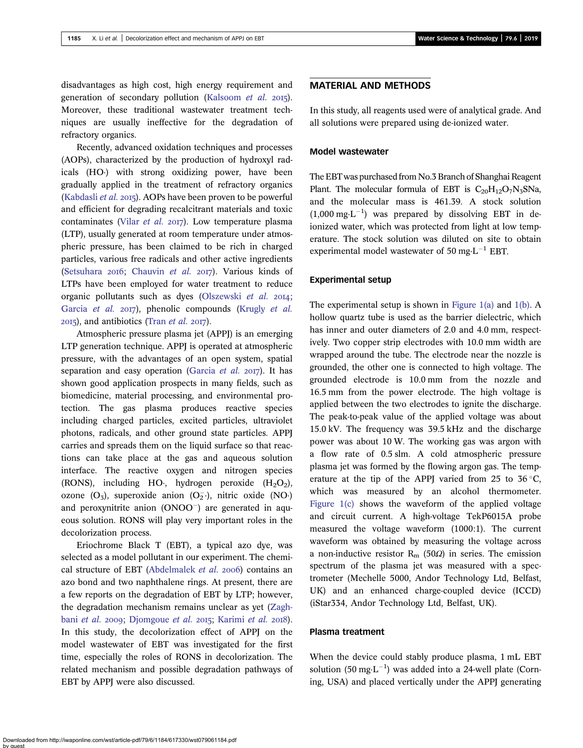disadvantages as high cost, high energy requirement and generation of secondary pollution (Kalsoom *et al.* 2015). Moreover, these traditional wastewater treatment techniques are usually ineffective for the degradation of refractory organics.

Recently, advanced oxidation techniques and processes (AOPs), characterized by the production of hydroxyl radicals (HO·) with strong oxidizing power, have been gradually applied in the treatment of refractory organics (Kabdasli *et al.* 2015). AOPs have been proven to be powerful and efficient for degrading recalcitrant materials and toxic contaminates (Vilar *et al.* 2017). Low temperature plasma (LTP), usually generated at room temperature under atmospheric pressure, has been claimed to be rich in charged particles, various free radicals and other active ingredients (Setsuhara 2016; Chauvin *et al.* 2017). Various kinds of LTPs have been employed for water treatment to reduce organic pollutants such as dyes (Olszewski *et al.* 2014; Garcia *et al.* 2017), phenolic compounds (Krugly *et al.* 2015), and antibiotics (Tran *et al.* 2017).

Atmospheric pressure plasma jet (APPJ) is an emerging LTP generation technique. APPJ is operated at atmospheric pressure, with the advantages of an open system, spatial separation and easy operation (Garcia *et al.* 2017). It has shown good application prospects in many fields, such as biomedicine, material processing, and environmental protection. The gas plasma produces reactive species including charged particles, excited particles, ultraviolet photons, radicals, and other ground state particles. APPJ carries and spreads them on the liquid surface so that reactions can take place at the gas and aqueous solution interface. The reactive oxygen and nitrogen species (RONS), including HO·, hydrogen peroxide ($H_2O_2$), ozone ($O_3$), superoxide anion ($O_2^-$·), nitric oxide (NO·) and peroxynitrite anion ($ONOO^-$) are generated in aqueous solution. RONS will play very important roles in the decolorization process.

Eriochrome Black T (EBT), a typical azo dye, was selected as a model pollutant in our experiment. The chemical structure of EBT (Abdelmalek *et al.* 2006) contains an azo bond and two naphthalene rings. At present, there are a few reports on the degradation of EBT by LTP; however, the degradation mechanism remains unclear as yet (Zaghbani *et al.* 2009; Djomgoue *et al.* 2015; Karimi *et al.* 2018). In this study, the decolorization effect of APPJ on the model wastewater of EBT was investigated for the first time, especially the roles of RONS in decolorization. The related mechanism and possible degradation pathways of EBT by APPJ were also discussed.

## MATERIAL AND METHODS

In this study, all reagents used were of analytical grade. And all solutions were prepared using de-ionized water.

### Model wastewater

The EBT was purchased from No.3 Branch of Shanghai Reagent Plant. The molecular formula of EBT is $C_{20}H_{12}O_7N_3SNa$, and the molecular mass is 461.39. A stock solution (1,000 $mg·L^{-1}$) was prepared by dissolving EBT in de-ionized water, which was protected from light at low temperature. The stock solution was diluted on site to obtain experimental model wastewater of 50 $mg·L^{-1}$ EBT.

### Experimental setup

The experimental setup is shown in Figure 1(a) and 1(b). A hollow quartz tube is used as the barrier dielectric, which has inner and outer diameters of 2.0 and 4.0 mm, respectively. Two copper strip electrodes with 10.0 mm width are wrapped around the tube. The electrode near the nozzle is grounded, the other one is connected to high voltage. The grounded electrode is 10.0 mm from the nozzle and 16.5 mm from the power electrode. The high voltage is applied between the two electrodes to ignite the discharge. The peak-to-peak value of the applied voltage was about 15.0 kV. The frequency was 39.5 kHz and the discharge power was about 10 W. The working gas was argon with a flow rate of 0.5 slm. A cold atmospheric pressure plasma jet was formed by the flowing argon gas. The temperature at the tip of the APPJ varied from 25 to 36 °C, which was measured by an alcohol thermometer. Figure 1(c) shows the waveform of the applied voltage and circuit current. A high-voltage TekP6015A probe measured the voltage waveform (1000:1). The current waveform was obtained by measuring the voltage across a non-inductive resistor $R_m$ (50Ω) in series. The emission spectrum of the plasma jet was measured with a spectrometer (Mechelle 5000, Andor Technology Ltd, Belfast, UK) and an enhanced charge-coupled device (ICCD) (iStar334, Andor Technology Ltd, Belfast, UK).

### Plasma treatment

When the device could stably produce plasma, 1 mL EBT solution (50 $mg·L^{-1}$) was added into a 24-well plate (Corning, USA) and placed vertically under the APPJ generating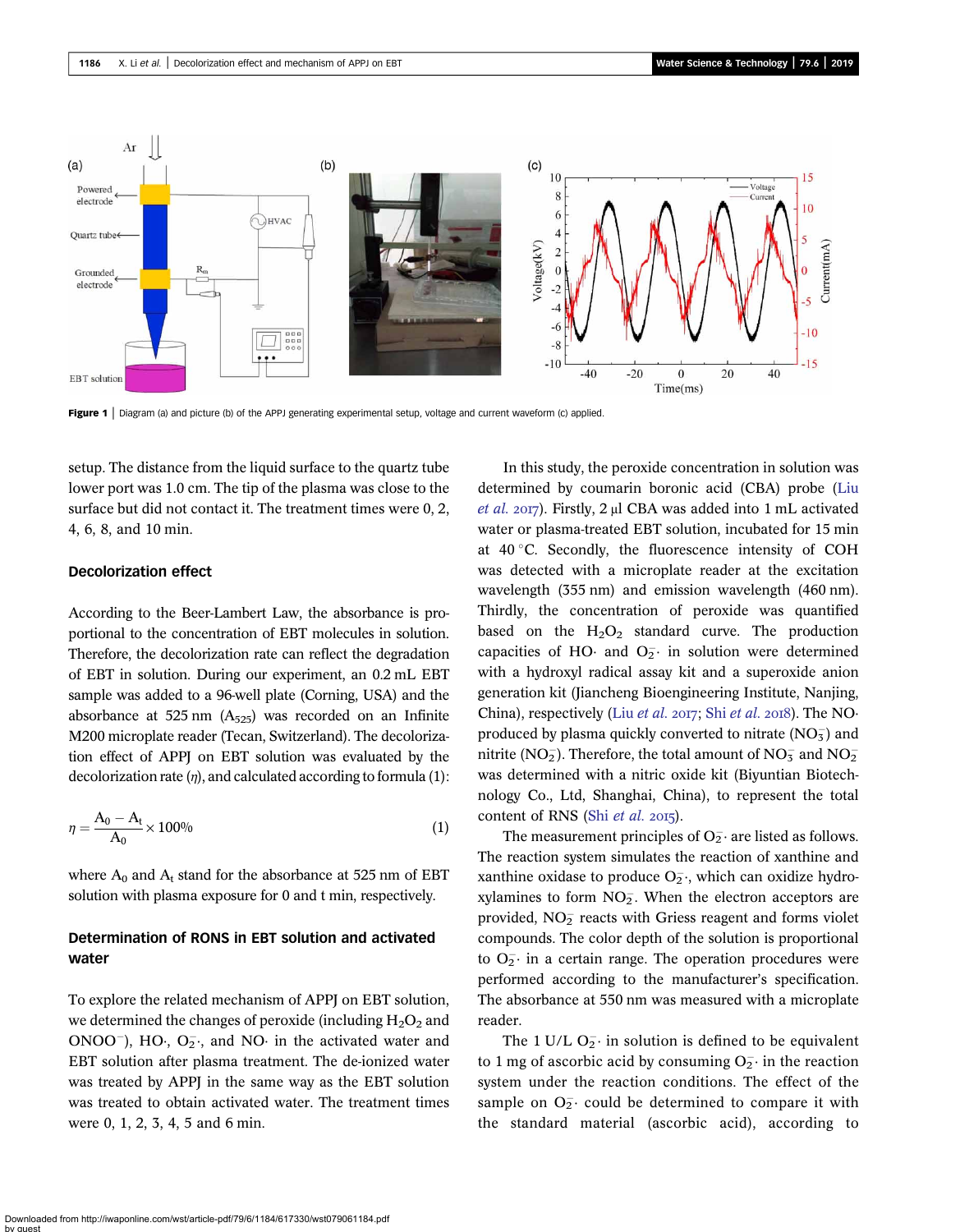Figure 1 | Diagram (a) and picture (b) of the APPJ generating experimental setup, voltage and current waveform (c) applied.

setup. The distance from the liquid surface to the quartz tube lower port was 1.0 cm. The tip of the plasma was close to the surface but did not contact it. The treatment times were 0, 2, 4, 6, 8, and 10 min.

### Decolorization effect

According to the Beer-Lambert Law, the absorbance is proportional to the concentration of EBT molecules in solution. Therefore, the decolorization rate can reflect the degradation of EBT in solution. During our experiment, an 0.2 mL EBT sample was added to a 96-well plate (Corning, USA) and the absorbance at 525 nm ($A_{525}$) was recorded on an Infinite M200 microplate reader (Tecan, Switzerland). The decolorization effect of APPJ on EBT solution was evaluated by the decolorization rate ($\eta$), and calculated according to formula (1):

$$\eta = \frac{A_0 - A_t}{A_0} \times 100\% \tag{1}$$

where $A_0$ and $A_t$ stand for the absorbance at 525 nm of EBT solution with plasma exposure for 0 and t min, respectively.

### Determination of RONS in EBT solution and activated water

To explore the related mechanism of APPJ on EBT solution, we determined the changes of peroxide (including $H_2O_2$ and $ONOO^-$), HO·, $O_2^-$·, and NO· in the activated water and EBT solution after plasma treatment. The de-ionized water was treated by APPJ in the same way as the EBT solution was treated to obtain activated water. The treatment times were 0, 1, 2, 3, 4, 5 and 6 min.

In this study, the peroxide concentration in solution was determined by coumarin boronic acid (CBA) probe (Liu *et al.* 2017). Firstly, 2 μl CBA was added into 1 mL activated water or plasma-treated EBT solution, incubated for 15 min at 40 °C. Secondly, the fluorescence intensity of COH was detected with a microplate reader at the excitation wavelength (355 nm) and emission wavelength (460 nm). Thirdly, the concentration of peroxide was quantified based on the $H_2O_2$ standard curve. The production capacities of HO· and $O_2^-$· in solution were determined with a hydroxyl radical assay kit and a superoxide anion generation kit (Jiancheng Bioengineering Institute, Nanjing, China), respectively (Liu *et al.* 2017; Shi *et al.* 2018). The NO· produced by plasma quickly converted to nitrate ($NO_3^-$) and nitrite ($NO_2^-$). Therefore, the total amount of $NO_3^-$ and $NO_2^-$ was determined with a nitric oxide kit (Biyuntian Biotechnology Co., Ltd, Shanghai, China), to represent the total content of RNS (Shi *et al.* 2015).

The measurement principles of $O_2^-$· are listed as follows. The reaction system simulates the reaction of xanthine and xanthine oxidase to produce $O_2^-$·, which can oxidize hydroxylamines to form $NO_2^-$. When the electron acceptors are provided, $NO_2^-$ reacts with Griess reagent and forms violet compounds. The color depth of the solution is proportional to $O_2^-$· in a certain range. The operation procedures were performed according to the manufacturer's specification. The absorbance at 550 nm was measured with a microplate reader.

The 1 U/L $O_2^-$· in solution is defined to be equivalent to 1 mg of ascorbic acid by consuming $O_2^-$· in the reaction system under the reaction conditions. The effect of the sample on $O_2^-$· could be determined to compare it with the standard material (ascorbic acid), according to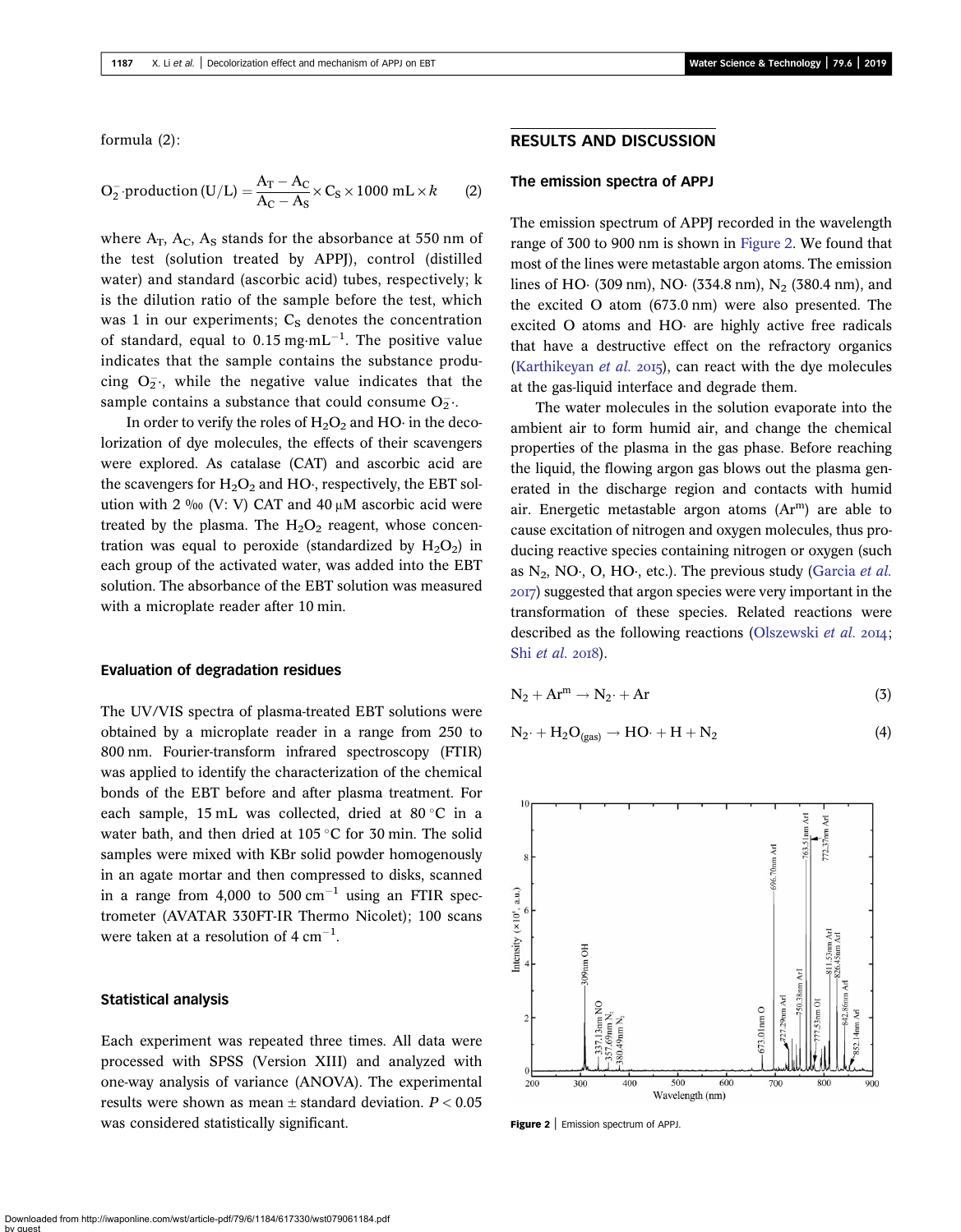formula (2):

$$O_2^- \cdot \text{production (U/L)} = \frac{A_T - A_C}{A_C - A_S} \times C_S \times 1000\ \text{mL} \times k \tag{2}$$

where $A_T$, $A_C$, $A_S$ stands for the absorbance at 550 nm of the test (solution treated by APPJ), control (distilled water) and standard (ascorbic acid) tubes, respectively; k is the dilution ratio of the sample before the test, which was 1 in our experiments; $C_S$ denotes the concentration of standard, equal to $0.15\ mg \cdot mL^{-1}$. The positive value indicates that the sample contains the substance producing $O_2^- \cdot$, while the negative value indicates that the sample contains a substance that could consume $O_2^- \cdot$.

In order to verify the roles of $H_2O_2$ and HO· in the decolorization of dye molecules, the effects of their scavengers were explored. As catalase (CAT) and ascorbic acid are the scavengers for $H_2O_2$ and HO·, respectively, the EBT solution with 2 ‰ (V: V) CAT and 40 μM ascorbic acid were treated by the plasma. The $H_2O_2$ reagent, whose concentration was equal to peroxide (standardized by $H_2O_2$) in each group of the activated water, was added into the EBT solution. The absorbance of the EBT solution was measured with a microplate reader after 10 min.

### Evaluation of degradation residues

The UV/VIS spectra of plasma-treated EBT solutions were obtained by a microplate reader in a range from 250 to 800 nm. Fourier-transform infrared spectroscopy (FTIR) was applied to identify the characterization of the chemical bonds of the EBT before and after plasma treatment. For each sample, 15 mL was collected, dried at 80 °C in a water bath, and then dried at 105 °C for 30 min. The solid samples were mixed with KBr solid powder homogenously in an agate mortar and then compressed to disks, scanned in a range from 4,000 to 500 $cm^{-1}$ using an FTIR spectrometer (AVATAR 330FT-IR Thermo Nicolet); 100 scans were taken at a resolution of 4 $cm^{-1}$.

### Statistical analysis

Each experiment was repeated three times. All data were processed with SPSS (Version XIII) and analyzed with one-way analysis of variance (ANOVA). The experimental results were shown as mean ± standard deviation. $P < 0.05$ was considered statistically significant.

## RESULTS AND DISCUSSION

### The emission spectra of APPJ

The emission spectrum of APPJ recorded in the wavelength range of 300 to 900 nm is shown in Figure 2. We found that most of the lines were metastable argon atoms. The emission lines of HO· (309 nm), NO· (334.8 nm), $N_2$ (380.4 nm), and the excited O atom (673.0 nm) were also presented. The excited O atoms and HO· are highly active free radicals that have a destructive effect on the refractory organics (Karthikeyan *et al.* 2015), can react with the dye molecules at the gas-liquid interface and degrade them.

The water molecules in the solution evaporate into the ambient air to form humid air, and change the chemical properties of the plasma in the gas phase. Before reaching the liquid, the flowing argon gas blows out the plasma generated in the discharge region and contacts with humid air. Energetic metastable argon atoms ($Ar^m$) are able to cause excitation of nitrogen and oxygen molecules, thus producing reactive species containing nitrogen or oxygen (such as $N_2$, NO·, O, HO·, etc.). The previous study (Garcia *et al.* 2017) suggested that argon species were very important in the transformation of these species. Related reactions were described as the following reactions (Olszewski *et al.* 2014; Shi *et al.* 2018).

$$N_2 + Ar^m \rightarrow N_2 \cdot + Ar \tag{3}$$

$$N_2 \cdot + H_2O_{(gas)} \rightarrow HO \cdot + H + N_2 \tag{4}$$

**Figure 2** | Emission spectrum of APPJ.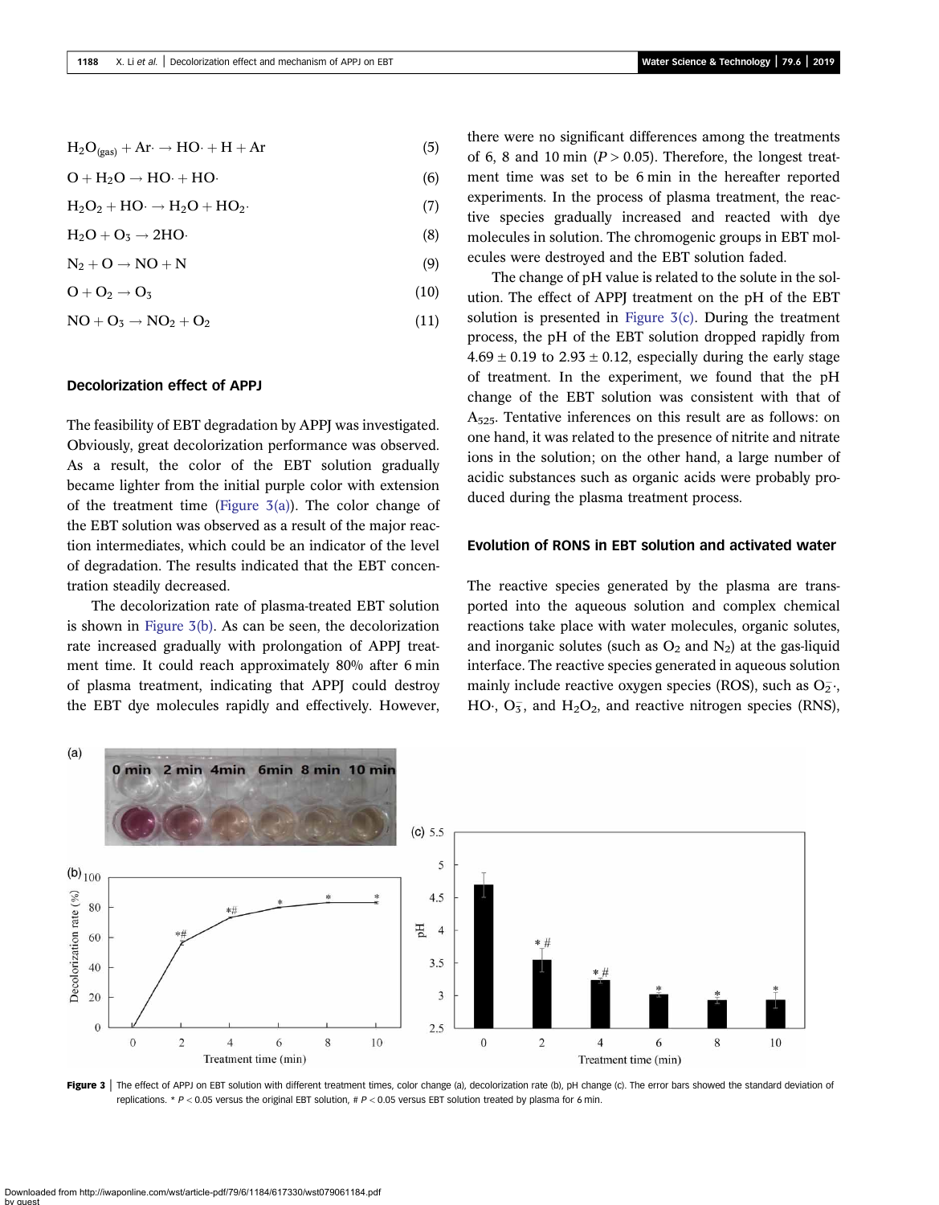$$H_2O_{(gas)} + Ar\cdot \rightarrow HO\cdot + H + Ar \tag{5}$$

$$O + H_2O \rightarrow HO\cdot + HO\cdot \tag{6}$$

$$H_2O_2 + HO\cdot \rightarrow H_2O + HO_2\cdot \tag{7}$$

$$H_2O + O_3 \rightarrow 2HO\cdot \tag{8}$$

$$N_2 + O \rightarrow NO + N \tag{9}$$

$$O + O_2 \rightarrow O_3 \tag{10}$$

$$NO + O_3 \rightarrow NO_2 + O_2 \tag{11}$$

## Decolorization effect of APPJ

The feasibility of EBT degradation by APPJ was investigated. Obviously, great decolorization performance was observed. As a result, the color of the EBT solution gradually became lighter from the initial purple color with extension of the treatment time (Figure 3(a)). The color change of the EBT solution was observed as a result of the major reaction intermediates, which could be an indicator of the level of degradation. The results indicated that the EBT concentration steadily decreased.

The decolorization rate of plasma-treated EBT solution is shown in Figure 3(b). As can be seen, the decolorization rate increased gradually with prolongation of APPJ treatment time. It could reach approximately 80% after 6 min of plasma treatment, indicating that APPJ could destroy the EBT dye molecules rapidly and effectively. However, there were no significant differences among the treatments of 6, 8 and 10 min ($P > 0.05$). Therefore, the longest treatment time was set to be 6 min in the hereafter reported experiments. In the process of plasma treatment, the reactive species gradually increased and reacted with dye molecules in solution. The chromogenic groups in EBT molecules were destroyed and the EBT solution faded.

The change of pH value is related to the solute in the solution. The effect of APPJ treatment on the pH of the EBT solution is presented in Figure 3(c). During the treatment process, the pH of the EBT solution dropped rapidly from $4.69 \pm 0.19$ to $2.93 \pm 0.12$, especially during the early stage of treatment. In the experiment, we found that the pH change of the EBT solution was consistent with that of $A_{525}$. Tentative inferences on this result are as follows: on one hand, it was related to the presence of nitrite and nitrate ions in the solution; on the other hand, a large number of acidic substances such as organic acids were probably produced during the plasma treatment process.

## Evolution of RONS in EBT solution and activated water

The reactive species generated by the plasma are transported into the aqueous solution and complex chemical reactions take place with water molecules, organic solutes, and inorganic solutes (such as $O_2$ and $N_2$) at the gas-liquid interface. The reactive species generated in aqueous solution mainly include reactive oxygen species (ROS), such as $O_2^-\cdot$, $HO\cdot$, $O_3^-$, and $H_2O_2$, and reactive nitrogen species (RNS),

**Figure 3** | The effect of APPJ on EBT solution with different treatment times, color change (a), decolorization rate (b), pH change (c). The error bars showed the standard deviation of replications. * $P < 0.05$ versus the original EBT solution, # $P < 0.05$ versus EBT solution treated by plasma for 6 min.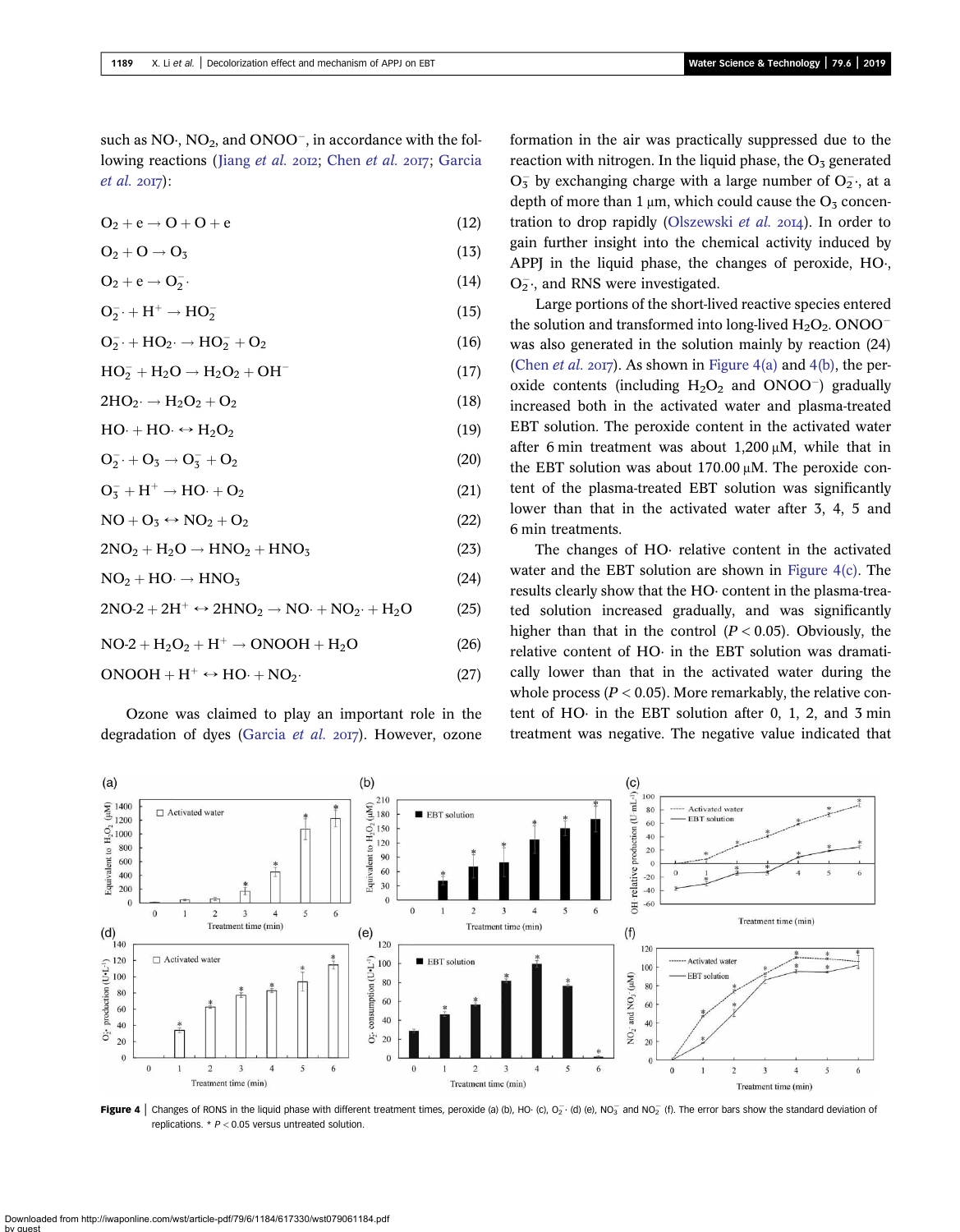such as NO·, $NO_2$, and $ONOO^-$, in accordance with the following reactions (Jiang *et al.* 2012; Chen *et al.* 2017; Garcia *et al.* 2017):

$$O_2 + e \rightarrow O + O + e \quad (12)$$

$$O_2 + O \rightarrow O_3 \quad (13)$$

$$O_2 + e \rightarrow O_2^- \cdot \quad (14)$$

$$O_2^- \cdot + H^+ \rightarrow HO_2^- \quad (15)$$

$$O_2^- \cdot + HO_2 \cdot \rightarrow HO_2^- + O_2 \quad (16)$$

$$HO_2^- + H_2O \rightarrow H_2O_2 + OH^- \quad (17)$$

$$2HO_2 \cdot \rightarrow H_2O_2 + O_2 \quad (18)$$

$$HO \cdot + HO \cdot \leftrightarrow H_2O_2 \quad (19)$$

$$O_2^- \cdot + O_3 \rightarrow O_3^- + O_2 \quad (20)$$

$$O_3^- + H^+ \rightarrow HO \cdot + O_2 \quad (21)$$

$$NO + O_3 \leftrightarrow NO_2 + O_2 \quad (22)$$

$$2NO_2 + H_2O \rightarrow HNO_2 + HNO_3 \quad (23)$$

$$NO_2 + HO \cdot \rightarrow HNO_3 \quad (24)$$

$$2NO\text{-}2 + 2H^+ \leftrightarrow 2HNO_2 \rightarrow NO \cdot + NO_2 \cdot + H_2O \quad (25)$$

$$NO\text{-}2 + H_2O_2 + H^+ \rightarrow ONOOH + H_2O \quad (26)$$

$$ONOOH + H^+ \leftrightarrow HO \cdot + NO_2 \cdot \quad (27)$$

Ozone was claimed to play an important role in the degradation of dyes (Garcia *et al.* 2017). However, ozone formation in the air was practically suppressed due to the reaction with nitrogen. In the liquid phase, the $O_3$ generated $O_3^-$ by exchanging charge with a large number of $O_2^- \cdot$, at a depth of more than 1 μm, which could cause the $O_3$ concentration to drop rapidly (Olszewski *et al.* 2014). In order to gain further insight into the chemical activity induced by APPJ in the liquid phase, the changes of peroxide, HO·, $O_2^- \cdot$, and RNS were investigated.

Large portions of the short-lived reactive species entered the solution and transformed into long-lived $H_2O_2$. $ONOO^-$ was also generated in the solution mainly by reaction (24) (Chen *et al.* 2017). As shown in Figure 4(a) and 4(b), the peroxide contents (including $H_2O_2$ and $ONOO^-$) gradually increased both in the activated water and plasma-treated EBT solution. The peroxide content in the activated water after 6 min treatment was about 1,200 μM, while that in the EBT solution was about 170.00 μM. The peroxide content of the plasma-treated EBT solution was significantly lower than that in the activated water after 3, 4, 5 and 6 min treatments.

The changes of HO· relative content in the activated water and the EBT solution are shown in Figure 4(c). The results clearly show that the HO· content in the plasma-treated solution increased gradually, and was significantly higher than that in the control ($P < 0.05$). Obviously, the relative content of HO· in the EBT solution was dramatically lower than that in the activated water during the whole process ($P < 0.05$). More remarkably, the relative content of HO· in the EBT solution after 0, 1, 2, and 3 min treatment was negative. The negative value indicated that

**Figure 4** | Changes of RONS in the liquid phase with different treatment times, peroxide (a) (b), HO· (c), $O_2^- \cdot$ (d) (e), $NO_3^-$ and $NO_2^-$ (f). The error bars show the standard deviation of replications. * $P < 0.05$ versus untreated solution.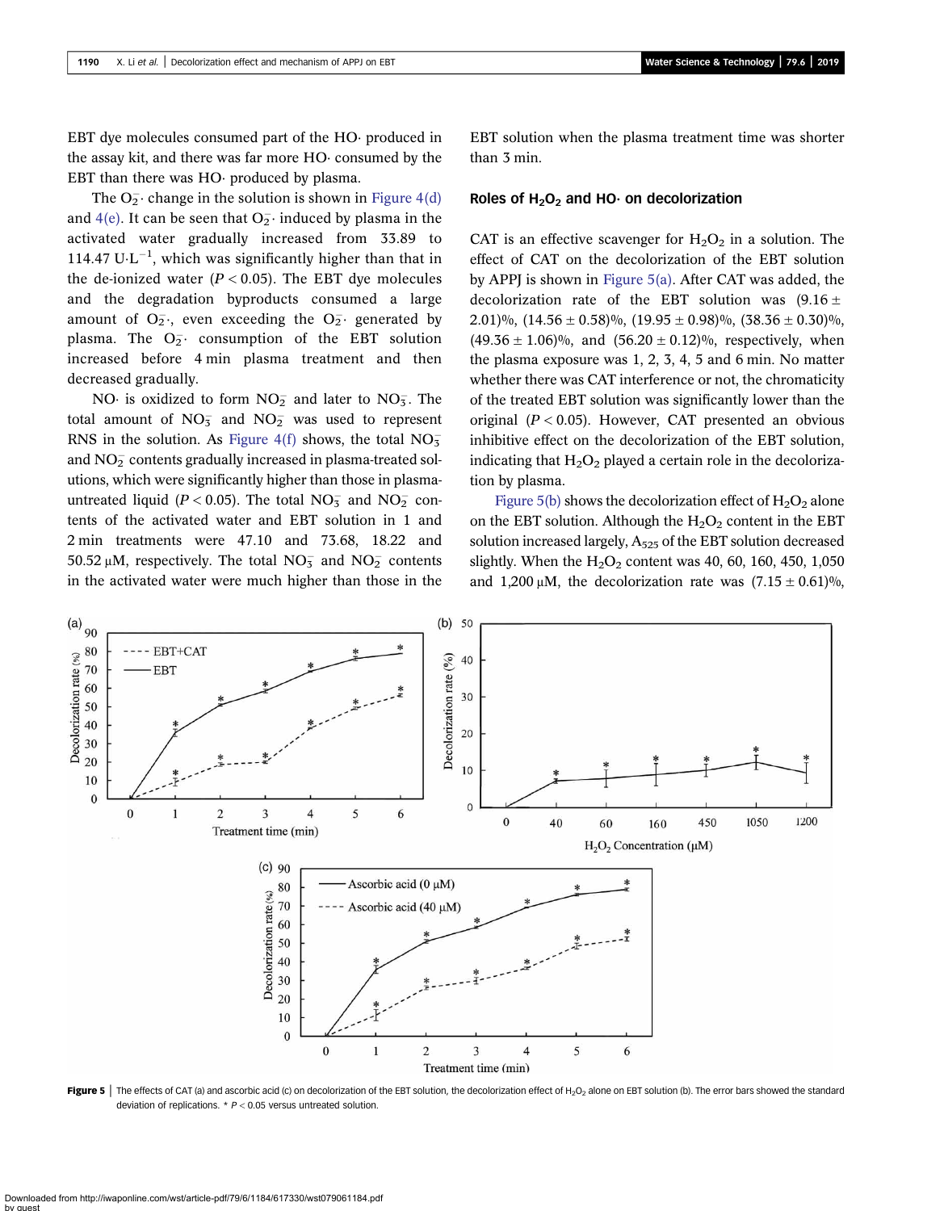EBT dye molecules consumed part of the HO· produced in the assay kit, and there was far more HO· consumed by the EBT than there was HO· produced by plasma.

The $O_2^-$· change in the solution is shown in Figure 4(d) and 4(e). It can be seen that $O_2^-$· induced by plasma in the activated water gradually increased from 33.89 to 114.47 $U{\cdot}L^{-1}$, which was significantly higher than that in the de-ionized water ($P < 0.05$). The EBT dye molecules and the degradation byproducts consumed a large amount of $O_2^-$·, even exceeding the $O_2^-$· generated by plasma. The $O_2^-$· consumption of the EBT solution increased before 4 min plasma treatment and then decreased gradually.

NO· is oxidized to form $NO_2^-$ and later to $NO_3^-$. The total amount of $NO_3^-$ and $NO_2^-$ was used to represent RNS in the solution. As Figure 4(f) shows, the total $NO_3^-$ and $NO_2^-$ contents gradually increased in plasma-treated solutions, which were significantly higher than those in plasma-untreated liquid ($P < 0.05$). The total $NO_3^-$ and $NO_2^-$ contents of the activated water and EBT solution in 1 and 2 min treatments were 47.10 and 73.68, 18.22 and 50.52 μM, respectively. The total $NO_3^-$ and $NO_2^-$ contents in the activated water were much higher than those in the EBT solution when the plasma treatment time was shorter than 3 min.

## Roles of $H_2O_2$ and HO· on decolorization

CAT is an effective scavenger for $H_2O_2$ in a solution. The effect of CAT on the decolorization of the EBT solution by APPJ is shown in Figure 5(a). After CAT was added, the decolorization rate of the EBT solution was (9.16 ± 2.01)%, (14.56 ± 0.58)%, (19.95 ± 0.98)%, (38.36 ± 0.30)%, (49.36 ± 1.06)%, and (56.20 ± 0.12)%, respectively, when the plasma exposure was 1, 2, 3, 4, 5 and 6 min. No matter whether there was CAT interference or not, the chromaticity of the treated EBT solution was significantly lower than the original ($P < 0.05$). However, CAT presented an obvious inhibitive effect on the decolorization of the EBT solution, indicating that $H_2O_2$ played a certain role in the decolorization by plasma.

Figure 5(b) shows the decolorization effect of $H_2O_2$ alone on the EBT solution. Although the $H_2O_2$ content in the EBT solution increased largely, $A_{525}$ of the EBT solution decreased slightly. When the $H_2O_2$ content was 40, 60, 160, 450, 1,050 and 1,200 μM, the decolorization rate was (7.15 ± 0.61)%,

Figure 5 | The effects of CAT (a) and ascorbic acid (c) on decolorization of the EBT solution, the decolorization effect of $H_2O_2$ alone on EBT solution (b). The error bars showed the standard deviation of replications. * $P < 0.05$ versus untreated solution.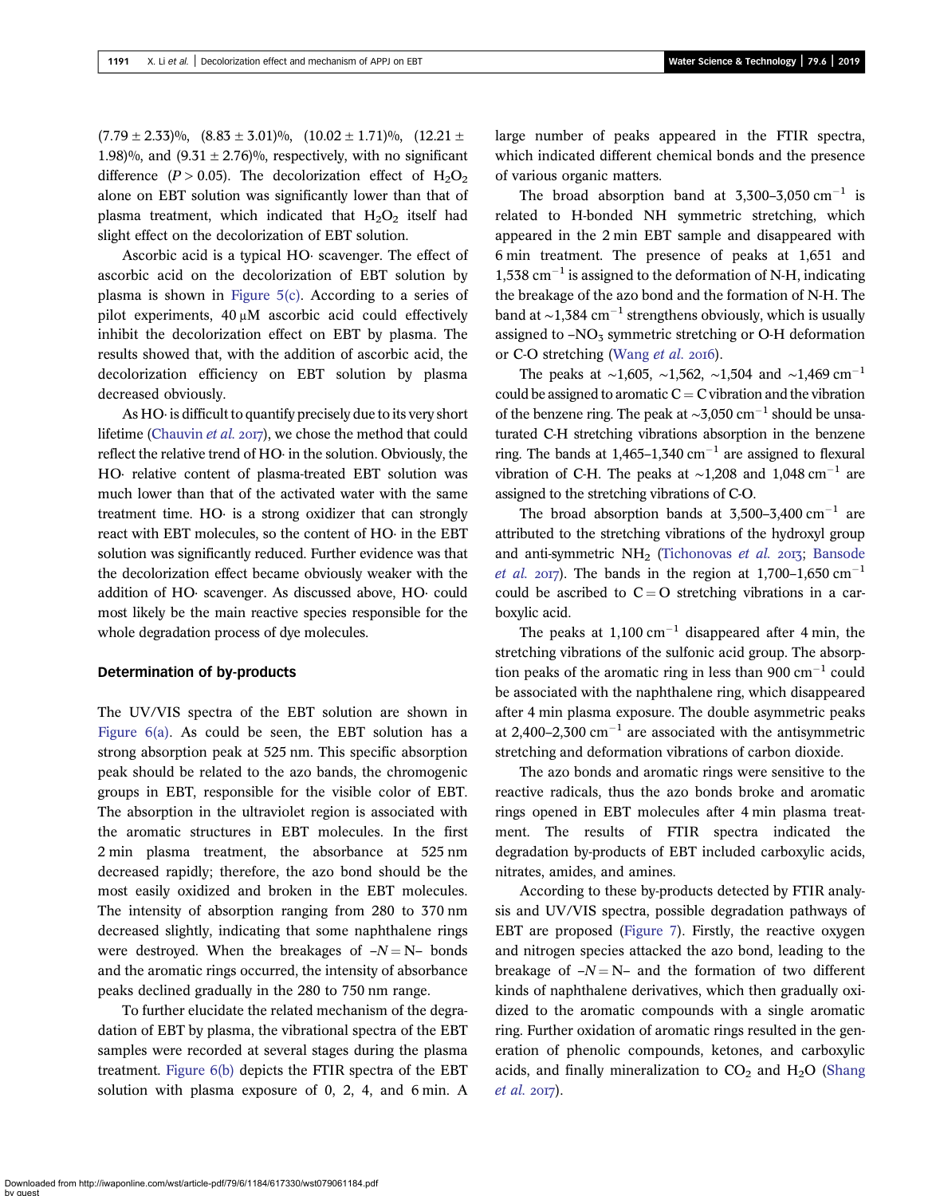$(7.79 \pm 2.33)\%$, $(8.83 \pm 3.01)\%$, $(10.02 \pm 1.71)\%$, $(12.21 \pm 1.98)\%$, and $(9.31 \pm 2.76)\%$, respectively, with no significant difference ($P > 0.05$). The decolorization effect of $H_2O_2$ alone on EBT solution was significantly lower than that of plasma treatment, which indicated that $H_2O_2$ itself had slight effect on the decolorization of EBT solution.

Ascorbic acid is a typical HO· scavenger. The effect of ascorbic acid on the decolorization of EBT solution by plasma is shown in Figure 5(c). According to a series of pilot experiments, 40 μM ascorbic acid could effectively inhibit the decolorization effect on EBT by plasma. The results showed that, with the addition of ascorbic acid, the decolorization efficiency on EBT solution by plasma decreased obviously.

As HO· is difficult to quantify precisely due to its very short lifetime (Chauvin *et al.* 2017), we chose the method that could reflect the relative trend of HO· in the solution. Obviously, the HO· relative content of plasma-treated EBT solution was much lower than that of the activated water with the same treatment time. HO· is a strong oxidizer that can strongly react with EBT molecules, so the content of HO· in the EBT solution was significantly reduced. Further evidence was that the decolorization effect became obviously weaker with the addition of HO· scavenger. As discussed above, HO· could most likely be the main reactive species responsible for the whole degradation process of dye molecules.

### Determination of by-products

The UV/VIS spectra of the EBT solution are shown in Figure 6(a). As could be seen, the EBT solution has a strong absorption peak at 525 nm. This specific absorption peak should be related to the azo bands, the chromogenic groups in EBT, responsible for the visible color of EBT. The absorption in the ultraviolet region is associated with the aromatic structures in EBT molecules. In the first 2 min plasma treatment, the absorbance at 525 nm decreased rapidly; therefore, the azo bond should be the most easily oxidized and broken in the EBT molecules. The intensity of absorption ranging from 280 to 370 nm decreased slightly, indicating that some naphthalene rings were destroyed. When the breakages of $-N=N-$ bonds and the aromatic rings occurred, the intensity of absorbance peaks declined gradually in the 280 to 750 nm range.

To further elucidate the related mechanism of the degradation of EBT by plasma, the vibrational spectra of the EBT samples were recorded at several stages during the plasma treatment. Figure 6(b) depicts the FTIR spectra of the EBT solution with plasma exposure of 0, 2, 4, and 6 min. A large number of peaks appeared in the FTIR spectra, which indicated different chemical bonds and the presence of various organic matters.

The broad absorption band at 3,300–3,050 $cm^{-1}$ is related to H-bonded NH symmetric stretching, which appeared in the 2 min EBT sample and disappeared with 6 min treatment. The presence of peaks at 1,651 and 1,538 $cm^{-1}$ is assigned to the deformation of N-H, indicating the breakage of the azo bond and the formation of N-H. The band at ~1,384 $cm^{-1}$ strengthens obviously, which is usually assigned to $-NO_3$ symmetric stretching or O-H deformation or C-O stretching (Wang *et al.* 2016).

The peaks at ~1,605, ~1,562, ~1,504 and ~1,469 $cm^{-1}$ could be assigned to aromatic $C=C$ vibration and the vibration of the benzene ring. The peak at ~3,050 $cm^{-1}$ should be unsaturated C-H stretching vibrations absorption in the benzene ring. The bands at 1,465–1,340 $cm^{-1}$ are assigned to flexural vibration of C-H. The peaks at ~1,208 and 1,048 $cm^{-1}$ are assigned to the stretching vibrations of C-O.

The broad absorption bands at 3,500–3,400 $cm^{-1}$ are attributed to the stretching vibrations of the hydroxyl group and anti-symmetric $NH_2$ (Tichonovas *et al.* 2013; Bansode *et al.* 2017). The bands in the region at 1,700–1,650 $cm^{-1}$ could be ascribed to $C=O$ stretching vibrations in a carboxylic acid.

The peaks at 1,100 $cm^{-1}$ disappeared after 4 min, the stretching vibrations of the sulfonic acid group. The absorption peaks of the aromatic ring in less than 900 $cm^{-1}$ could be associated with the naphthalene ring, which disappeared after 4 min plasma exposure. The double asymmetric peaks at 2,400–2,300 $cm^{-1}$ are associated with the antisymmetric stretching and deformation vibrations of carbon dioxide.

The azo bonds and aromatic rings were sensitive to the reactive radicals, thus the azo bonds broke and aromatic rings opened in EBT molecules after 4 min plasma treatment. The results of FTIR spectra indicated the degradation by-products of EBT included carboxylic acids, nitrates, amides, and amines.

According to these by-products detected by FTIR analysis and UV/VIS spectra, possible degradation pathways of EBT are proposed (Figure 7). Firstly, the reactive oxygen and nitrogen species attacked the azo bond, leading to the breakage of $-N=N-$ and the formation of two different kinds of naphthalene derivatives, which then gradually oxidized to the aromatic compounds with a single aromatic ring. Further oxidation of aromatic rings resulted in the generation of phenolic compounds, ketones, and carboxylic acids, and finally mineralization to $CO_2$ and $H_2O$ (Shang *et al.* 2017).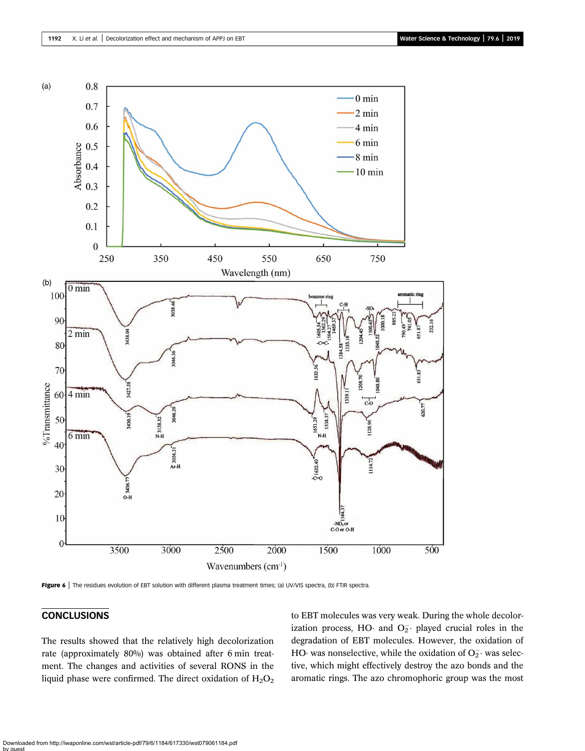Figure 6 | The residues evolution of EBT solution with different plasma treatment times; (a) UV/VIS spectra, (b) FTIR spectra.

## CONCLUSIONS

The results showed that the relatively high decolorization rate (approximately 80%) was obtained after 6 min treatment. The changes and activities of several RONS in the liquid phase were confirmed. The direct oxidation of $H_2O_2$ to EBT molecules was very weak. During the whole decolorization process, HO· and $O_2^-$· played crucial roles in the degradation of EBT molecules. However, the oxidation of HO· was nonselective, while the oxidation of $O_2^-$· was selective, which might effectively destroy the azo bonds and the aromatic rings. The azo chromophoric group was the most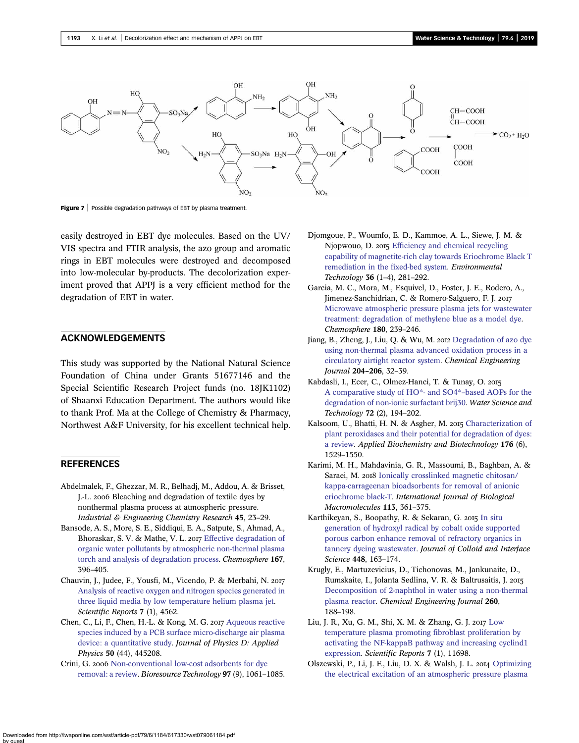Figure 7 | Possible degradation pathways of EBT by plasma treatment.

easily destroyed in EBT dye molecules. Based on the UV/VIS spectra and FTIR analysis, the azo group and aromatic rings in EBT molecules were destroyed and decomposed into low-molecular by-products. The decolorization experiment proved that APPJ is a very efficient method for the degradation of EBT in water.

## ACKNOWLEDGEMENTS

This study was supported by the National Natural Science Foundation of China under Grants 51677146 and the Special Scientific Research Project funds (no. 18JK1102) of Shaanxi Education Department. The authors would like to thank Prof. Ma at the College of Chemistry & Pharmacy, Northwest A&F University, for his excellent technical help.

## REFERENCES

Abdelmalek, F., Ghezzar, M. R., Belhadj, M., Addou, A. & Brisset, J.-L. 2006 Bleaching and degradation of textile dyes by nonthermal plasma process at atmospheric pressure. *Industrial & Engineering Chemistry Research* **45**, 23–29.

Bansode, A. S., More, S. E., Siddiqui, E. A., Satpute, S., Ahmad, A., Bhoraskar, S. V. & Mathe, V. L. 2017 Effective degradation of organic water pollutants by atmospheric non-thermal plasma torch and analysis of degradation process. *Chemosphere* **167**, 396–405.

Chauvin, J., Judee, F., Yousfi, M., Vicendo, P. & Merbahi, N. 2017 Analysis of reactive oxygen and nitrogen species generated in three liquid media by low temperature helium plasma jet. *Scientific Reports* **7** (1), 4562.

Chen, C., Li, F., Chen, H.-L. & Kong, M. G. 2017 Aqueous reactive species induced by a PCB surface micro-discharge air plasma device: a quantitative study. *Journal of Physics D: Applied Physics* **50** (44), 445208.

Crini, G. 2006 Non-conventional low-cost adsorbents for dye removal: a review. *Bioresource Technology* **97** (9), 1061–1085.

Djomgoue, P., Woumfo, E. D., Kammoe, A. L., Siewe, J. M. & Njopwouo, D. 2015 Efficiency and chemical recycling capability of magnetite-rich clay towards Eriochrome Black T remediation in the fixed-bed system. *Environmental Technology* **36** (1–4), 281–292.

Garcia, M. C., Mora, M., Esquivel, D., Foster, J. E., Rodero, A., Jimenez-Sanchidrian, C. & Romero-Salguero, F. J. 2017 Microwave atmospheric pressure plasma jets for wastewater treatment: degradation of methylene blue as a model dye. *Chemosphere* **180**, 239–246.

Jiang, B., Zheng, J., Liu, Q. & Wu, M. 2012 Degradation of azo dye using non-thermal plasma advanced oxidation process in a circulatory airtight reactor system. *Chemical Engineering Journal* **204–206**, 32–39.

Kabdasli, I., Ecer, C., Olmez-Hanci, T. & Tunay, O. 2015 A comparative study of HO*- and SO4*–based AOPs for the degradation of non-ionic surfactant brij30. *Water Science and Technology* **72** (2), 194–202.

Kalsoom, U., Bhatti, H. N. & Asgher, M. 2015 Characterization of plant peroxidases and their potential for degradation of dyes: a review. *Applied Biochemistry and Biotechnology* **176** (6), 1529–1550.

Karimi, M. H., Mahdavinia, G. R., Massoumi, B., Baghban, A. & Saraei, M. 2018 Ionically crosslinked magnetic chitosan/kappa-carrageenan bioadsorbents for removal of anionic eriochrome black-T. *International Journal of Biological Macromolecules* **113**, 361–375.

Karthikeyan, S., Boopathy, R. & Sekaran, G. 2015 In situ generation of hydroxyl radical by cobalt oxide supported porous carbon enhance removal of refractory organics in tannery dyeing wastewater. *Journal of Colloid and Interface Science* **448**, 163–174.

Krugly, E., Martuzevicius, D., Tichonovas, M., Jankunaite, D., Rumskaite, I., Jolanta Sedlina, V. R. & Baltrusaitis, J. 2015 Decomposition of 2-naphthol in water using a non-thermal plasma reactor. *Chemical Engineering Journal* **260**, 188–198.

Liu, J. R., Xu, G. M., Shi, X. M. & Zhang, G. J. 2017 Low temperature plasma promoting fibroblast proliferation by activating the NF-kappaB pathway and increasing cyclind1 expression. *Scientific Reports* **7** (1), 11698.

Olszewski, P., Li, J. F., Liu, D. X. & Walsh, J. L. 2014 Optimizing the electrical excitation of an atmospheric pressure plasma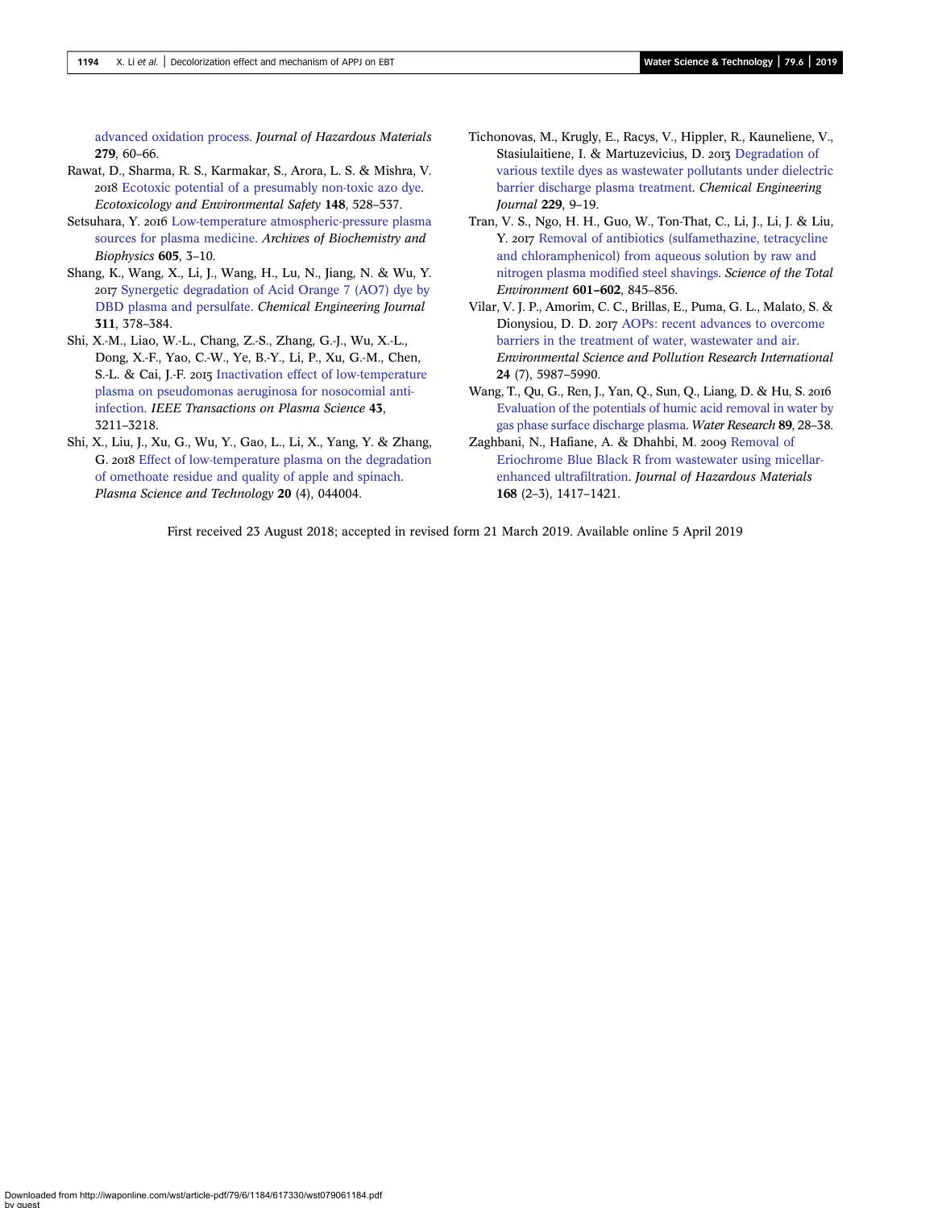advanced oxidation process. *Journal of Hazardous Materials* **279**, 60–66.

Rawat, D., Sharma, R. S., Karmakar, S., Arora, L. S. & Mishra, V. 2018 Ecotoxic potential of a presumably non-toxic azo dye. *Ecotoxicology and Environmental Safety* **148**, 528–537.

Setsuhara, Y. 2016 Low-temperature atmospheric-pressure plasma sources for plasma medicine. *Archives of Biochemistry and Biophysics* **605**, 3–10.

Shang, K., Wang, X., Li, J., Wang, H., Lu, N., Jiang, N. & Wu, Y. 2017 Synergetic degradation of Acid Orange 7 (AO7) dye by DBD plasma and persulfate. *Chemical Engineering Journal* **311**, 378–384.

Shi, X.-M., Liao, W.-L., Chang, Z.-S., Zhang, G.-J., Wu, X.-L., Dong, X.-F., Yao, C.-W., Ye, B.-Y., Li, P., Xu, G.-M., Chen, S.-L. & Cai, J.-F. 2015 Inactivation effect of low-temperature plasma on pseudomonas aeruginosa for nosocomial anti-infection. *IEEE Transactions on Plasma Science* **43**, 3211–3218.

Shi, X., Liu, J., Xu, G., Wu, Y., Gao, L., Li, X., Yang, Y. & Zhang, G. 2018 Effect of low-temperature plasma on the degradation of omethoate residue and quality of apple and spinach. *Plasma Science and Technology* **20** (4), 044004.

Tichonovas, M., Krugly, E., Racys, V., Hippler, R., Kauneliene, V., Stasiulaitiene, I. & Martuzevicius, D. 2013 Degradation of various textile dyes as wastewater pollutants under dielectric barrier discharge plasma treatment. *Chemical Engineering Journal* **229**, 9–19.

Tran, V. S., Ngo, H. H., Guo, W., Ton-That, C., Li, J., Li, J. & Liu, Y. 2017 Removal of antibiotics (sulfamethazine, tetracycline and chloramphenicol) from aqueous solution by raw and nitrogen plasma modified steel shavings. *Science of the Total Environment* **601–602**, 845–856.

Vilar, V. J. P., Amorim, C. C., Brillas, E., Puma, G. L., Malato, S. & Dionysiou, D. D. 2017 AOPs: recent advances to overcome barriers in the treatment of water, wastewater and air. *Environmental Science and Pollution Research International* **24** (7), 5987–5990.

Wang, T., Qu, G., Ren, J., Yan, Q., Sun, Q., Liang, D. & Hu, S. 2016 Evaluation of the potentials of humic acid removal in water by gas phase surface discharge plasma. *Water Research* **89**, 28–38.

Zaghbani, N., Hafiane, A. & Dhahbi, M. 2009 Removal of Eriochrome Blue Black R from wastewater using micellar-enhanced ultrafiltration. *Journal of Hazardous Materials* **168** (2–3), 1417–1421.

First received 23 August 2018; accepted in revised form 21 March 2019. Available online 5 April 2019